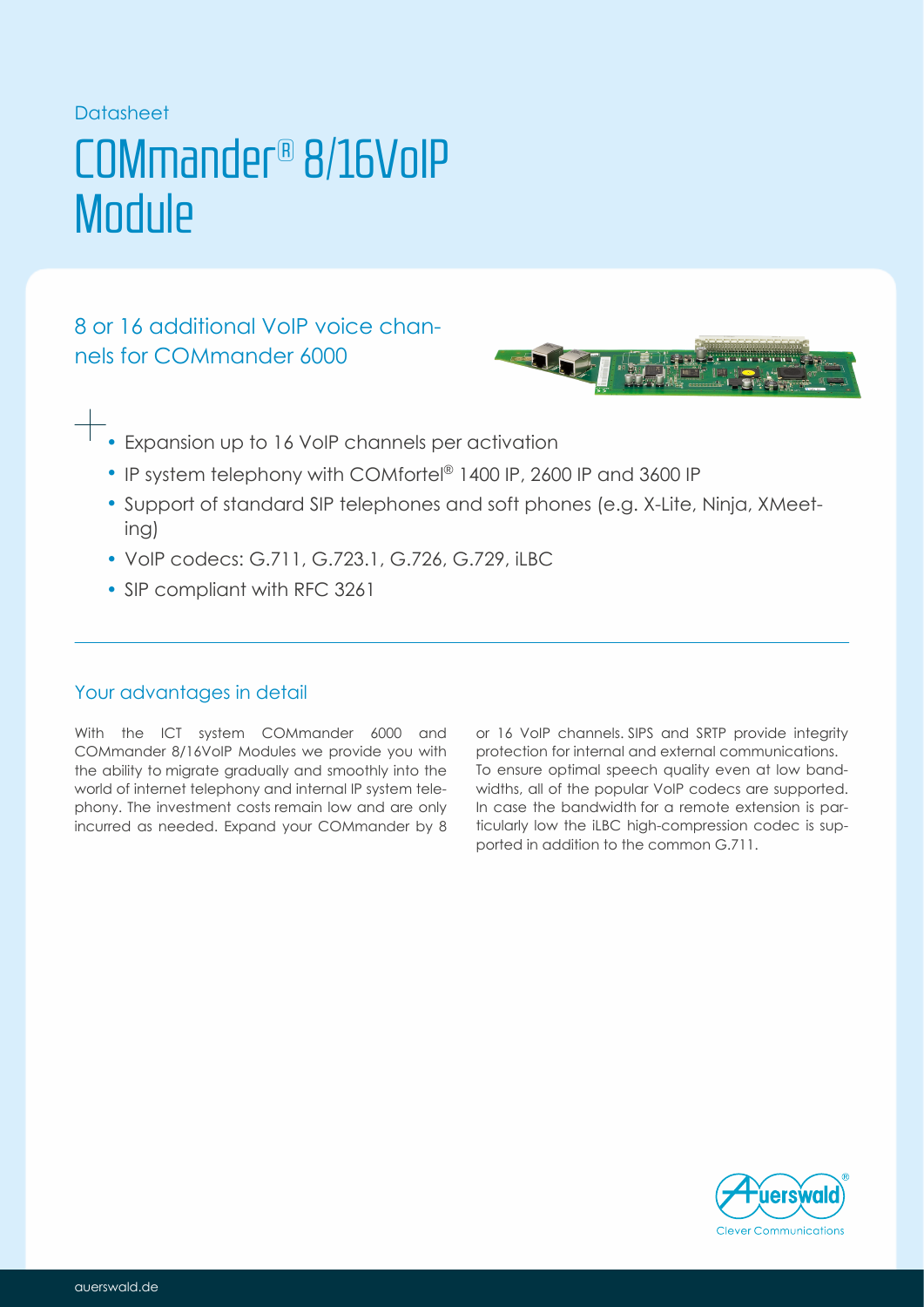Datasheet

# COMmander® 8/16VoIP Module

## 8 or 16 additional VoIP voice channels for COMmander 6000

- Expansion up to 16 VoIP channels per activation
- IP system telephony with COMfortel® 1400 IP, 2600 IP and 3600 IP
- Support of standard SIP telephones and soft phones (e.g. X-Lite, Ninja, XMeeting)
- VoIP codecs: G.711, G.723.1, G.726, G.729, iLBC
- SIP compliant with RFC 3261

---

## Your advantages in detail

With the ICT system COMmander 6000 and COMmander 8/16VoIP Modules we provide you with the ability to migrate gradually and smoothly into the world of internet telephony and internal IP system telephony. The investment costs remain low and are only incurred as needed. Expand your COMmander by 8 or 16 VoIP channels. SIPS and SRTP provide integrity protection for internal and external communications. To ensure optimal speech quality even at low bandwidths, all of the popular VoIP codecs are supported. In case the bandwidth for a remote extension is particularly low the iLBC high-compression codec is supported in addition to the common G.711.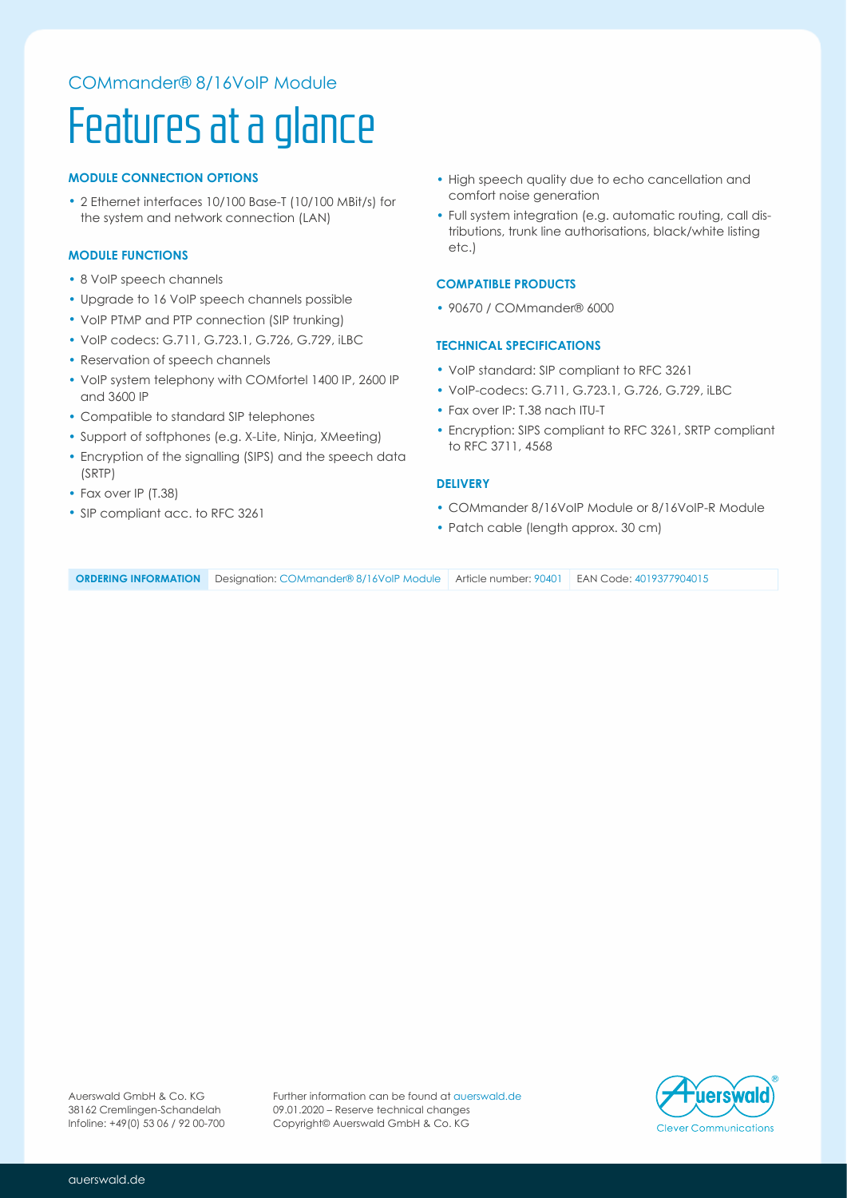COMmander® 8/16VoIP Module

# Features at a glance

### MODULE CONNECTION OPTIONS

- 2 Ethernet interfaces 10/100 Base-T (10/100 MBit/s) for the system and network connection (LAN)

### MODULE FUNCTIONS

- 8 VoIP speech channels
- Upgrade to 16 VoIP speech channels possible
- VoIP PTMP and PTP connection (SIP trunking)
- VoIP codecs: G.711, G.723.1, G.726, G.729, iLBC
- Reservation of speech channels
- VoIP system telephony with COMfortel 1400 IP, 2600 IP and 3600 IP
- Compatible to standard SIP telephones
- Support of softphones (e.g. X-Lite, Ninja, XMeeting)
- Encryption of the signalling (SIPS) and the speech data (SRTP)
- Fax over IP (T.38)
- SIP compliant acc. to RFC 3261
- High speech quality due to echo cancellation and comfort noise generation
- Full system integration (e.g. automatic routing, call distributions, trunk line authorisations, black/white listing etc.)

### COMPATIBLE PRODUCTS

- 90670 / COMmander® 6000

### TECHNICAL SPECIFICATIONS

- VoIP standard: SIP compliant to RFC 3261
- VoIP-codecs: G.711, G.723.1, G.726, G.729, iLBC
- Fax over IP: T.38 nach ITU-T
- Encryption: SIPS compliant to RFC 3261, SRTP compliant to RFC 3711, 4568

### DELIVERY

- COMmander 8/16VoIP Module or 8/16VoIP-R Module
- Patch cable (length approx. 30 cm)

| | | | |
|---|---|---|---|
| **ORDERING INFORMATION** | Designation: COMmander® 8/16VoIP Module | Article number: 90401 | EAN Code: 4019377904015 |

Auerswald GmbH & Co. KG
38162 Cremlingen-Schandelah
Infoline: +49(0) 53 06 / 92 00-700

Further information can be found at auerswald.de
09.01.2020 – Reserve technical changes
Copyright© Auerswald GmbH & Co. KG